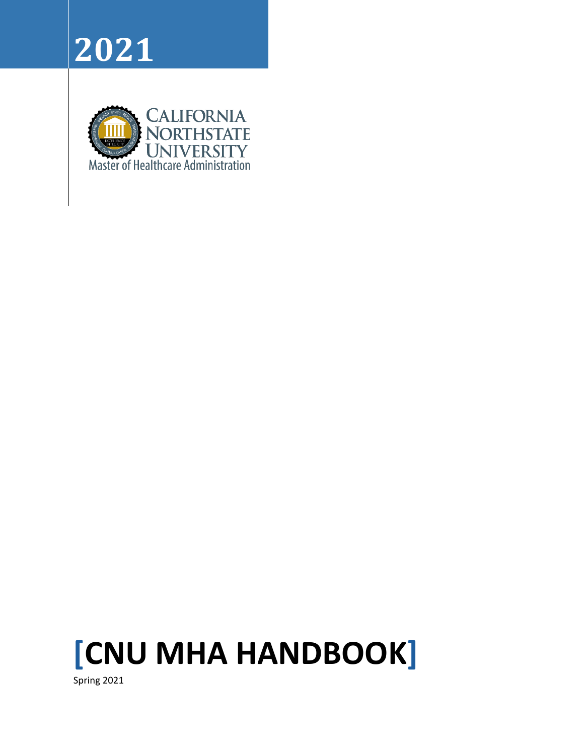# 2021

California Northstate University
Master of Healthcare Administration

# [CNU MHA HANDBOOK]

Spring 2021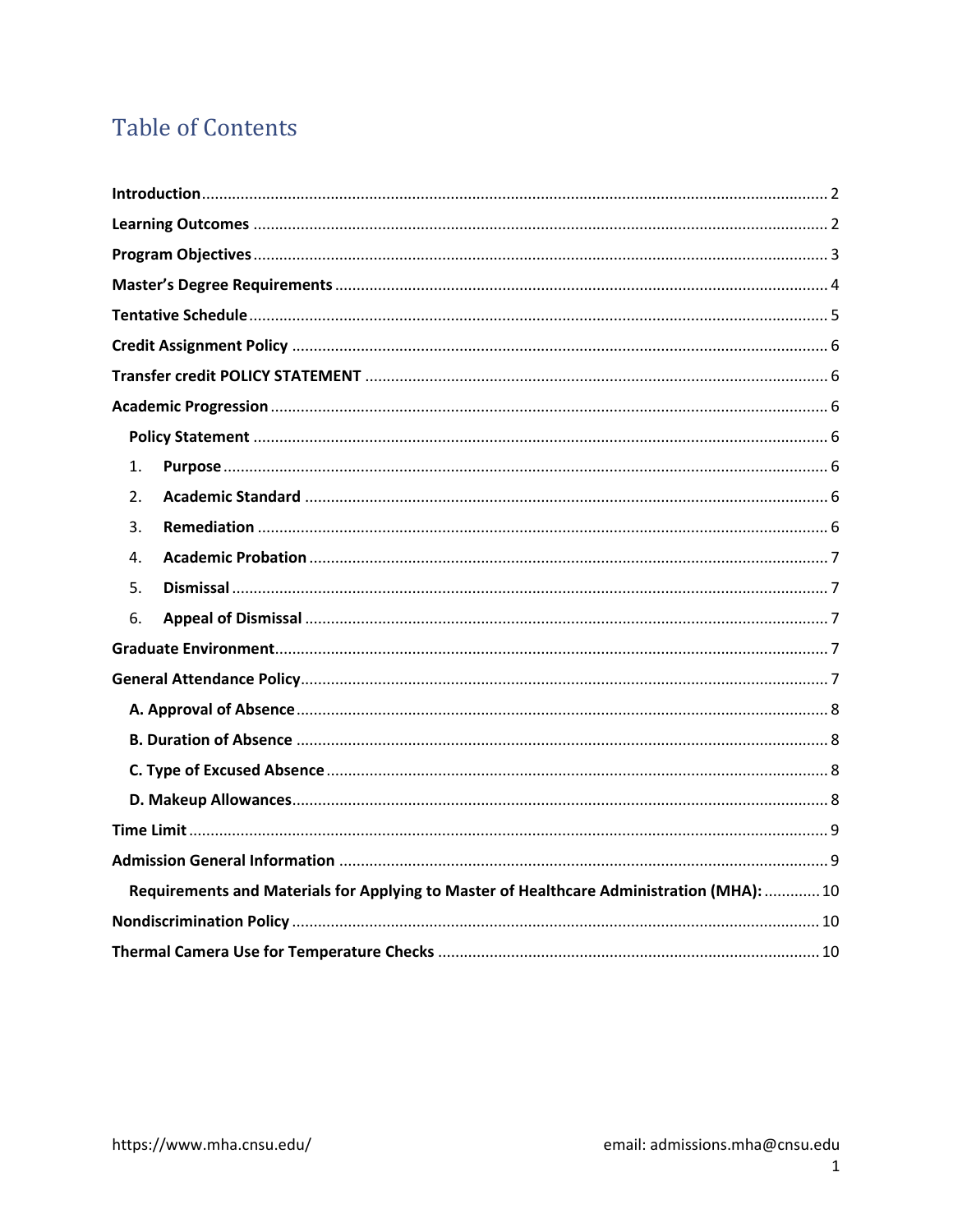# Table of Contents

**Introduction** .......... 2
**Learning Outcomes** .......... 2
**Program Objectives** .......... 3
**Master's Degree Requirements** .......... 4
**Tentative Schedule** .......... 5
**Credit Assignment Policy** .......... 6
**Transfer credit POLICY STATEMENT** .......... 6
**Academic Progression** .......... 6
- **Policy Statement** .......... 6
  1. **Purpose** .......... 6
  2. **Academic Standard** .......... 6
  3. **Remediation** .......... 6
  4. **Academic Probation** .......... 7
  5. **Dismissal** .......... 7
  6. **Appeal of Dismissal** .......... 7

**Graduate Environment** .......... 7
**General Attendance Policy** .......... 7
- **A. Approval of Absence** .......... 8
- **B. Duration of Absence** .......... 8
- **C. Type of Excused Absence** .......... 8
- **D. Makeup Allowances** .......... 8

**Time Limit** .......... 9
**Admission General Information** .......... 9
- **Requirements and Materials for Applying to Master of Healthcare Administration (MHA):** .......... 10

**Nondiscrimination Policy** .......... 10
**Thermal Camera Use for Temperature Checks** .......... 10

https://www.mha.cnsu.edu/ email: admissions.mha@cnsu.edu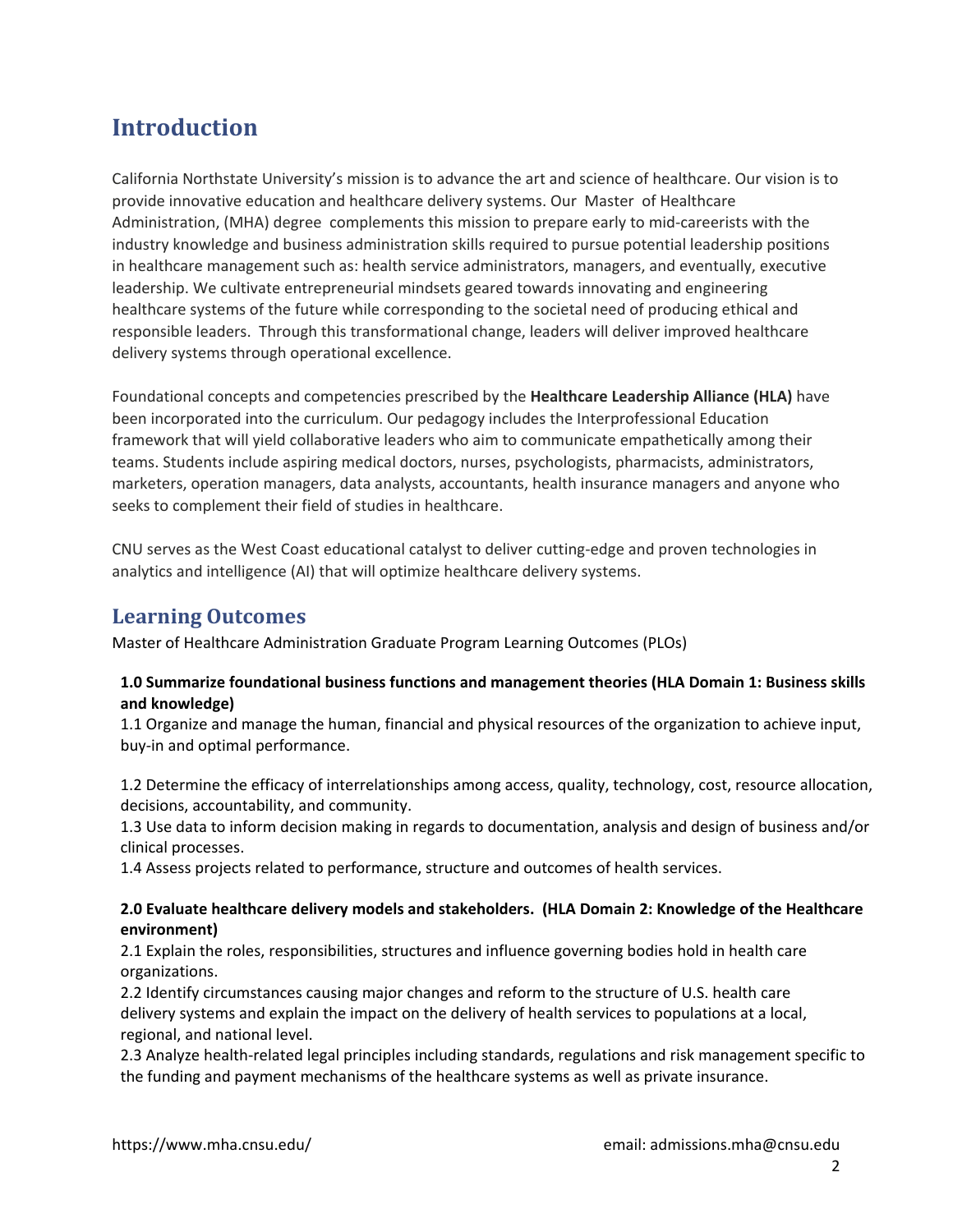## Introduction

California Northstate University's mission is to advance the art and science of healthcare. Our vision is to provide innovative education and healthcare delivery systems. Our Master of Healthcare Administration, (MHA) degree complements this mission to prepare early to mid-careerists with the industry knowledge and business administration skills required to pursue potential leadership positions in healthcare management such as: health service administrators, managers, and eventually, executive leadership. We cultivate entrepreneurial mindsets geared towards innovating and engineering healthcare systems of the future while corresponding to the societal need of producing ethical and responsible leaders. Through this transformational change, leaders will deliver improved healthcare delivery systems through operational excellence.

Foundational concepts and competencies prescribed by the **Healthcare Leadership Alliance (HLA)** have been incorporated into the curriculum. Our pedagogy includes the Interprofessional Education framework that will yield collaborative leaders who aim to communicate empathetically among their teams. Students include aspiring medical doctors, nurses, psychologists, pharmacists, administrators, marketers, operation managers, data analysts, accountants, health insurance managers and anyone who seeks to complement their field of studies in healthcare.

CNU serves as the West Coast educational catalyst to deliver cutting-edge and proven technologies in analytics and intelligence (AI) that will optimize healthcare delivery systems.

## Learning Outcomes

Master of Healthcare Administration Graduate Program Learning Outcomes (PLOs)

**1.0 Summarize foundational business functions and management theories (HLA Domain 1: Business skills and knowledge)**

1.1 Organize and manage the human, financial and physical resources of the organization to achieve input, buy-in and optimal performance.

1.2 Determine the efficacy of interrelationships among access, quality, technology, cost, resource allocation, decisions, accountability, and community.

1.3 Use data to inform decision making in regards to documentation, analysis and design of business and/or clinical processes.

1.4 Assess projects related to performance, structure and outcomes of health services.

**2.0 Evaluate healthcare delivery models and stakeholders. (HLA Domain 2: Knowledge of the Healthcare environment)**

2.1 Explain the roles, responsibilities, structures and influence governing bodies hold in health care organizations.

2.2 Identify circumstances causing major changes and reform to the structure of U.S. health care delivery systems and explain the impact on the delivery of health services to populations at a local, regional, and national level.

2.3 Analyze health-related legal principles including standards, regulations and risk management specific to the funding and payment mechanisms of the healthcare systems as well as private insurance.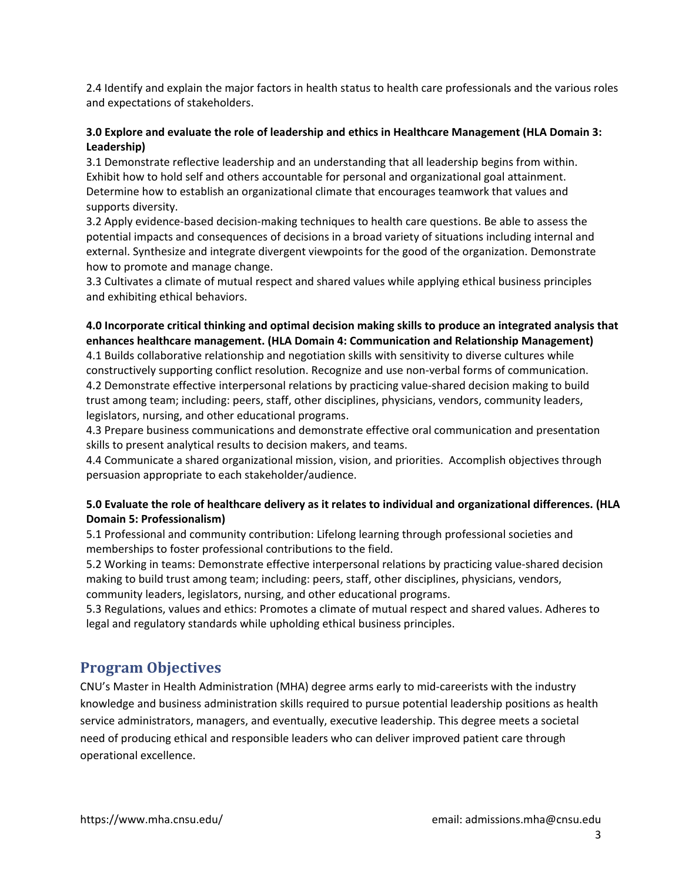2.4 Identify and explain the major factors in health status to health care professionals and the various roles and expectations of stakeholders.

**3.0 Explore and evaluate the role of leadership and ethics in Healthcare Management (HLA Domain 3: Leadership)**

3.1 Demonstrate reflective leadership and an understanding that all leadership begins from within. Exhibit how to hold self and others accountable for personal and organizational goal attainment. Determine how to establish an organizational climate that encourages teamwork that values and supports diversity.

3.2 Apply evidence-based decision-making techniques to health care questions. Be able to assess the potential impacts and consequences of decisions in a broad variety of situations including internal and external. Synthesize and integrate divergent viewpoints for the good of the organization. Demonstrate how to promote and manage change.

3.3 Cultivates a climate of mutual respect and shared values while applying ethical business principles and exhibiting ethical behaviors.

**4.0 Incorporate critical thinking and optimal decision making skills to produce an integrated analysis that enhances healthcare management. (HLA Domain 4: Communication and Relationship Management)**

4.1 Builds collaborative relationship and negotiation skills with sensitivity to diverse cultures while constructively supporting conflict resolution. Recognize and use non-verbal forms of communication.

4.2 Demonstrate effective interpersonal relations by practicing value-shared decision making to build trust among team; including: peers, staff, other disciplines, physicians, vendors, community leaders, legislators, nursing, and other educational programs.

4.3 Prepare business communications and demonstrate effective oral communication and presentation skills to present analytical results to decision makers, and teams.

4.4 Communicate a shared organizational mission, vision, and priorities. Accomplish objectives through persuasion appropriate to each stakeholder/audience.

**5.0 Evaluate the role of healthcare delivery as it relates to individual and organizational differences. (HLA Domain 5: Professionalism)**

5.1 Professional and community contribution: Lifelong learning through professional societies and memberships to foster professional contributions to the field.

5.2 Working in teams: Demonstrate effective interpersonal relations by practicing value-shared decision making to build trust among team; including: peers, staff, other disciplines, physicians, vendors, community leaders, legislators, nursing, and other educational programs.

5.3 Regulations, values and ethics: Promotes a climate of mutual respect and shared values. Adheres to legal and regulatory standards while upholding ethical business principles.

## Program Objectives

CNU's Master in Health Administration (MHA) degree arms early to mid-careerists with the industry knowledge and business administration skills required to pursue potential leadership positions as health service administrators, managers, and eventually, executive leadership. This degree meets a societal need of producing ethical and responsible leaders who can deliver improved patient care through operational excellence.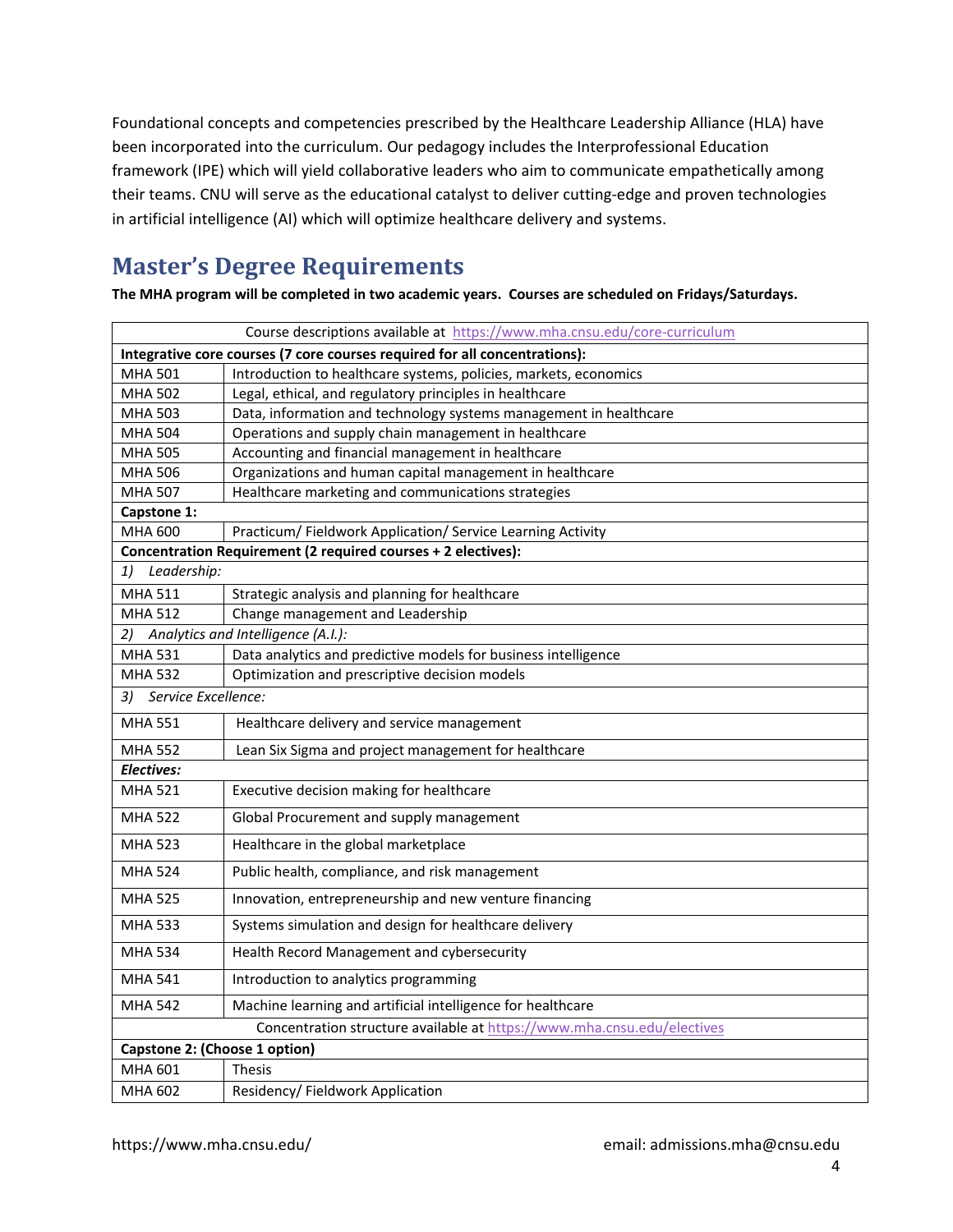Foundational concepts and competencies prescribed by the Healthcare Leadership Alliance (HLA) have been incorporated into the curriculum. Our pedagogy includes the Interprofessional Education framework (IPE) which will yield collaborative leaders who aim to communicate empathetically among their teams. CNU will serve as the educational catalyst to deliver cutting-edge and proven technologies in artificial intelligence (AI) which will optimize healthcare delivery and systems.

## Master's Degree Requirements

**The MHA program will be completed in two academic years. Courses are scheduled on Fridays/Saturdays.**

| Course descriptions available at https://www.mha.cnsu.edu/core-curriculum | |
|---|---|
| **Integrative core courses (7 core courses required for all concentrations):** | |
| MHA 501 | Introduction to healthcare systems, policies, markets, economics |
| MHA 502 | Legal, ethical, and regulatory principles in healthcare |
| MHA 503 | Data, information and technology systems management in healthcare |
| MHA 504 | Operations and supply chain management in healthcare |
| MHA 505 | Accounting and financial management in healthcare |
| MHA 506 | Organizations and human capital management in healthcare |
| MHA 507 | Healthcare marketing and communications strategies |
| **Capstone 1:** | |
| MHA 600 | Practicum/ Fieldwork Application/ Service Learning Activity |
| **Concentration Requirement (2 required courses + 2 electives):** | |
| *1) Leadership:* | |
| MHA 511 | Strategic analysis and planning for healthcare |
| MHA 512 | Change management and Leadership |
| *2) Analytics and Intelligence (A.I.):* | |
| MHA 531 | Data analytics and predictive models for business intelligence |
| MHA 532 | Optimization and prescriptive decision models |
| *3) Service Excellence:* | |
| MHA 551 | Healthcare delivery and service management |
| MHA 552 | Lean Six Sigma and project management for healthcare |
| ***Electives:*** | |
| MHA 521 | Executive decision making for healthcare |
| MHA 522 | Global Procurement and supply management |
| MHA 523 | Healthcare in the global marketplace |
| MHA 524 | Public health, compliance, and risk management |
| MHA 525 | Innovation, entrepreneurship and new venture financing |
| MHA 533 | Systems simulation and design for healthcare delivery |
| MHA 534 | Health Record Management and cybersecurity |
| MHA 541 | Introduction to analytics programming |
| MHA 542 | Machine learning and artificial intelligence for healthcare |
| Concentration structure available at https://www.mha.cnsu.edu/electives | |
| **Capstone 2: (Choose 1 option)** | |
| MHA 601 | Thesis |
| MHA 602 | Residency/ Fieldwork Application |

https://www.mha.cnsu.edu/ email: admissions.mha@cnsu.edu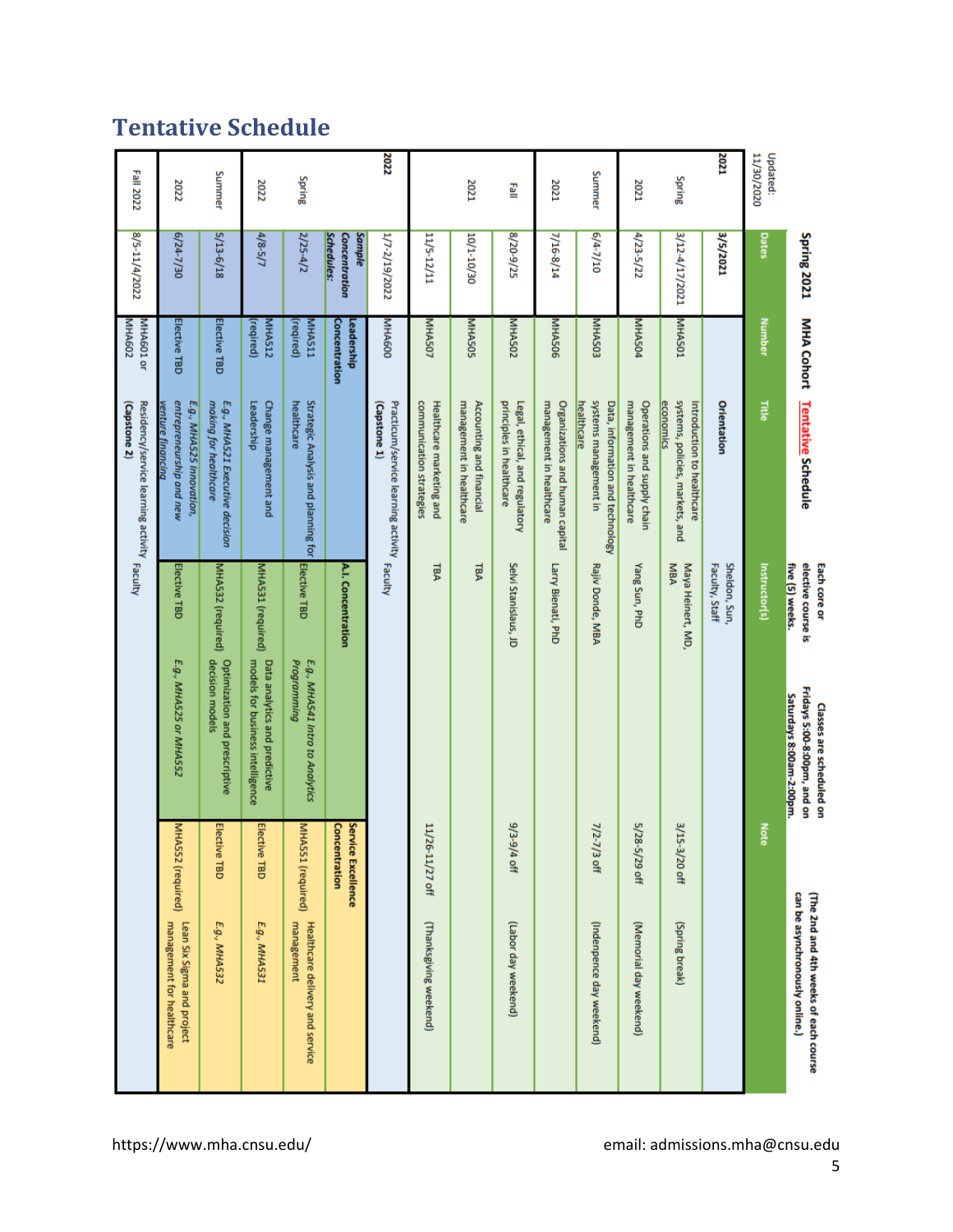# Tentative Schedule

**Spring 2021 MHA Cohort Tentative Schedule**

Each core or elective course is five (5) weeks.

Classes are scheduled on Fridays 5:00-8:00pm, and on Saturdays 8:00am-2:00pm.

(The 2nd and 4th weeks of each course can be asynchronously online.)

Updated: 11/30/2020

| | Dates | Number | Title | Instructor(s) | | Note | |
|---|---|---|---|---|---|---|---|
| **2021** | **3/5/2021** | | **Orientation** | Sheldon, Sun, Faculty, Staff | | | |
| Spring | 3/12-4/17/2021 | MHA501 | Introduction to healthcare systems, policies, markets, and economics | Maya Heinert, MD, MBA | | 3/15-3/20 off | (Spring break) |
| 2021 | 4/23-5/22 | MHA504 | Operations and supply chain management in healthcare | Yang Sun, PhD | | 5/28-5/29 off | (Memorial day weekend) |
| Summer | 6/4-7/10 | MHA503 | Data, information and technology systems management in healthcare | Rajiv Donde, MBA | | 7/2-7/3 off | (Indenpence day weekend) |
| 2021 | 7/16-8/14 | MHA506 | Organizations and human capital management in healthcare | Larry Bienati, PhD | | | |
| Fall | 8/20-9/25 | MHA502 | Legal, ethical, and regulatory principles in healthcare | Selvi Stanislaus, JD | | 9/3-9/4 off | (Labor day weekend) |
| 2021 | 10/1-10/30 | MHA505 | Accounting and financial management in healthcare | TBA | | | |
| | 11/5-12/11 | MHA507 | Healthcare marketing and communication strategies | TBA | | 11/26-11/27 off | (Thanksgiving weekend) |
| **2022** | 1/7-2/19/2022 | MHA600 | Practicum/service learning activity **(Capstone 1)** | Faculty | | | |
| | ***Sample Concentration Schedules:*** | **Leadership Concentration** | | **A.I. Concentration** | | **Service Excellence Concentration** | |
| Spring | 2/25-4/2 | MHA511 (required) | Strategic Analysis and planning for healthcare | Elective TBD | *E.g., MHA541 Intro to Analytics Programming* | MHA551 (required) | Healthcare delivery and service management |
| 2022 | 4/8-5/7 | MHA512 (reqired) | Change management and Leadership | MHA531 (required) | Data analytics and predictive models for business intelligence | Elective TBD | *E.g., MHA531* |
| Summer | 5/13-6/18 | Elective TBD | *E.g., MHA521 Executive decision making for healthcare* | MHA532 (required) | Optimization and prescriptive decision models | Elective TBD | *E.g., MHA532* |
| 2022 | 6/24-7/30 | Elective TBD | *E.g., MHA525 innovation, entrepreneurship and new venture financing* | Elective TBD | *E.g., MHA525 or MHA552* | MHA552 (required) | Lean Six Sigma and project management for healthcare |
| Fall 2022 | 8/5-11/4/2022 | MHA601 or MHA602 | Residency/service learning activity **(Capstone 2)** | Faculty | | | |

https://www.mha.cnsu.edu/

email: admissions.mha@cnsu.edu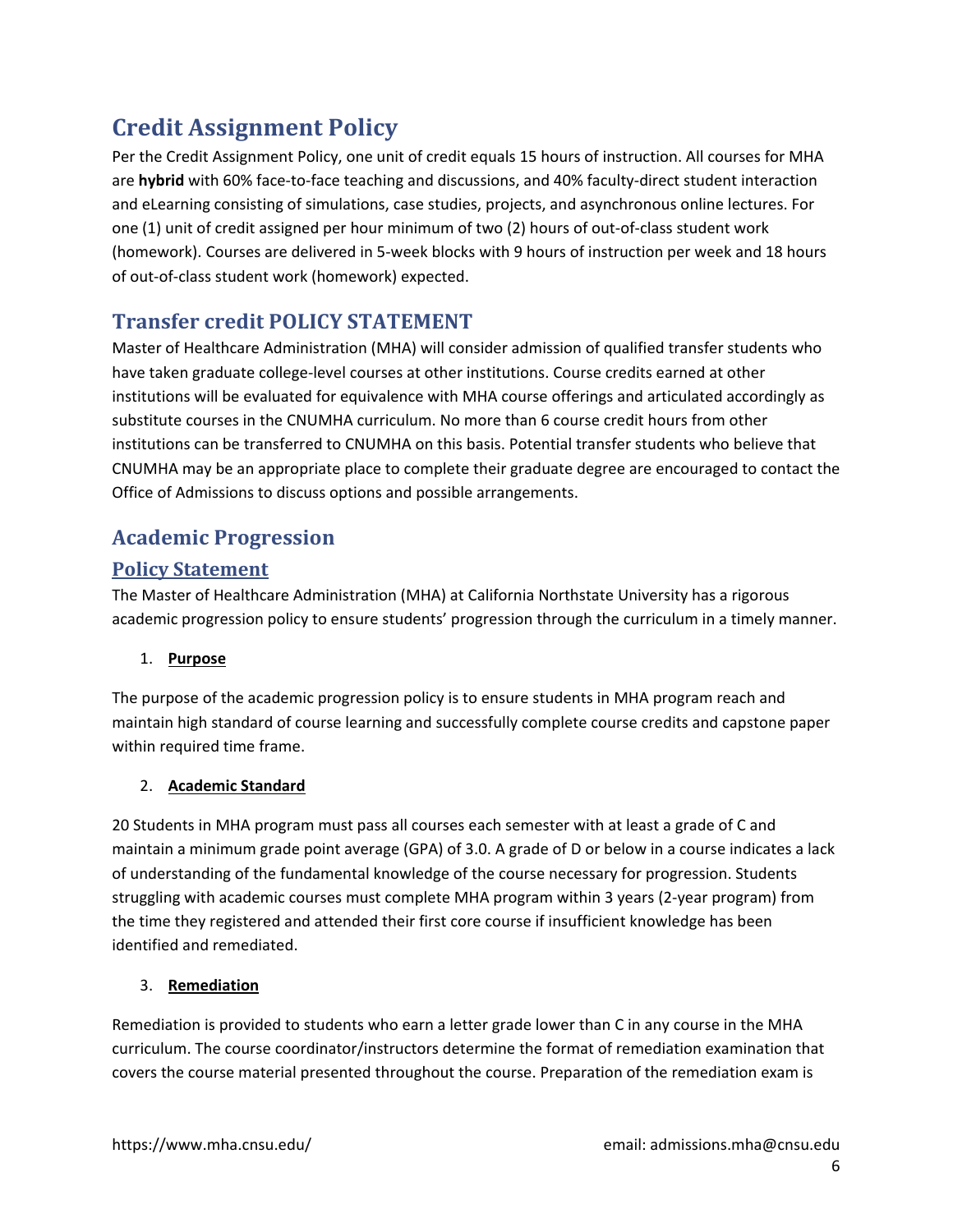# Credit Assignment Policy

Per the Credit Assignment Policy, one unit of credit equals 15 hours of instruction. All courses for MHA are **hybrid** with 60% face-to-face teaching and discussions, and 40% faculty-direct student interaction and eLearning consisting of simulations, case studies, projects, and asynchronous online lectures. For one (1) unit of credit assigned per hour minimum of two (2) hours of out-of-class student work (homework). Courses are delivered in 5-week blocks with 9 hours of instruction per week and 18 hours of out-of-class student work (homework) expected.

## Transfer credit POLICY STATEMENT

Master of Healthcare Administration (MHA) will consider admission of qualified transfer students who have taken graduate college-level courses at other institutions. Course credits earned at other institutions will be evaluated for equivalence with MHA course offerings and articulated accordingly as substitute courses in the CNUMHA curriculum. No more than 6 course credit hours from other institutions can be transferred to CNUMHA on this basis. Potential transfer students who believe that CNUMHA may be an appropriate place to complete their graduate degree are encouraged to contact the Office of Admissions to discuss options and possible arrangements.

## Academic Progression

### Policy Statement

The Master of Healthcare Administration (MHA) at California Northstate University has a rigorous academic progression policy to ensure students' progression through the curriculum in a timely manner.

1. **Purpose**

The purpose of the academic progression policy is to ensure students in MHA program reach and maintain high standard of course learning and successfully complete course credits and capstone paper within required time frame.

2. **Academic Standard**

20 Students in MHA program must pass all courses each semester with at least a grade of C and maintain a minimum grade point average (GPA) of 3.0. A grade of D or below in a course indicates a lack of understanding of the fundamental knowledge of the course necessary for progression. Students struggling with academic courses must complete MHA program within 3 years (2-year program) from the time they registered and attended their first core course if insufficient knowledge has been identified and remediated.

3. **Remediation**

Remediation is provided to students who earn a letter grade lower than C in any course in the MHA curriculum. The course coordinator/instructors determine the format of remediation examination that covers the course material presented throughout the course. Preparation of the remediation exam is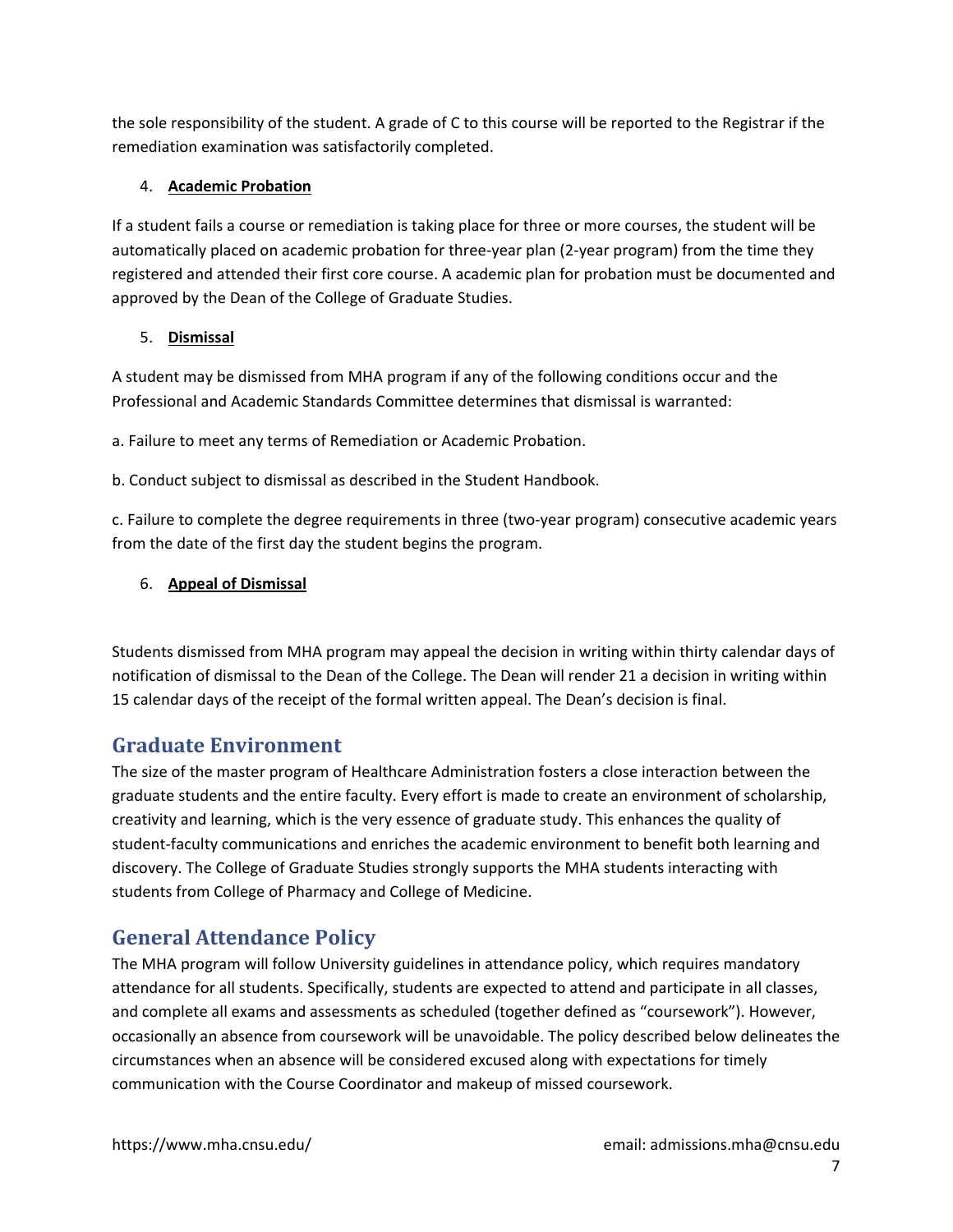the sole responsibility of the student. A grade of C to this course will be reported to the Registrar if the remediation examination was satisfactorily completed.

4. **Academic Probation**

If a student fails a course or remediation is taking place for three or more courses, the student will be automatically placed on academic probation for three-year plan (2-year program) from the time they registered and attended their first core course. A academic plan for probation must be documented and approved by the Dean of the College of Graduate Studies.

5. **Dismissal**

A student may be dismissed from MHA program if any of the following conditions occur and the Professional and Academic Standards Committee determines that dismissal is warranted:

a. Failure to meet any terms of Remediation or Academic Probation.

b. Conduct subject to dismissal as described in the Student Handbook.

c. Failure to complete the degree requirements in three (two-year program) consecutive academic years from the date of the first day the student begins the program.

6. **Appeal of Dismissal**

Students dismissed from MHA program may appeal the decision in writing within thirty calendar days of notification of dismissal to the Dean of the College. The Dean will render 21 a decision in writing within 15 calendar days of the receipt of the formal written appeal. The Dean's decision is final.

## Graduate Environment

The size of the master program of Healthcare Administration fosters a close interaction between the graduate students and the entire faculty. Every effort is made to create an environment of scholarship, creativity and learning, which is the very essence of graduate study. This enhances the quality of student-faculty communications and enriches the academic environment to benefit both learning and discovery. The College of Graduate Studies strongly supports the MHA students interacting with students from College of Pharmacy and College of Medicine.

## General Attendance Policy

The MHA program will follow University guidelines in attendance policy, which requires mandatory attendance for all students. Specifically, students are expected to attend and participate in all classes, and complete all exams and assessments as scheduled (together defined as "coursework"). However, occasionally an absence from coursework will be unavoidable. The policy described below delineates the circumstances when an absence will be considered excused along with expectations for timely communication with the Course Coordinator and makeup of missed coursework.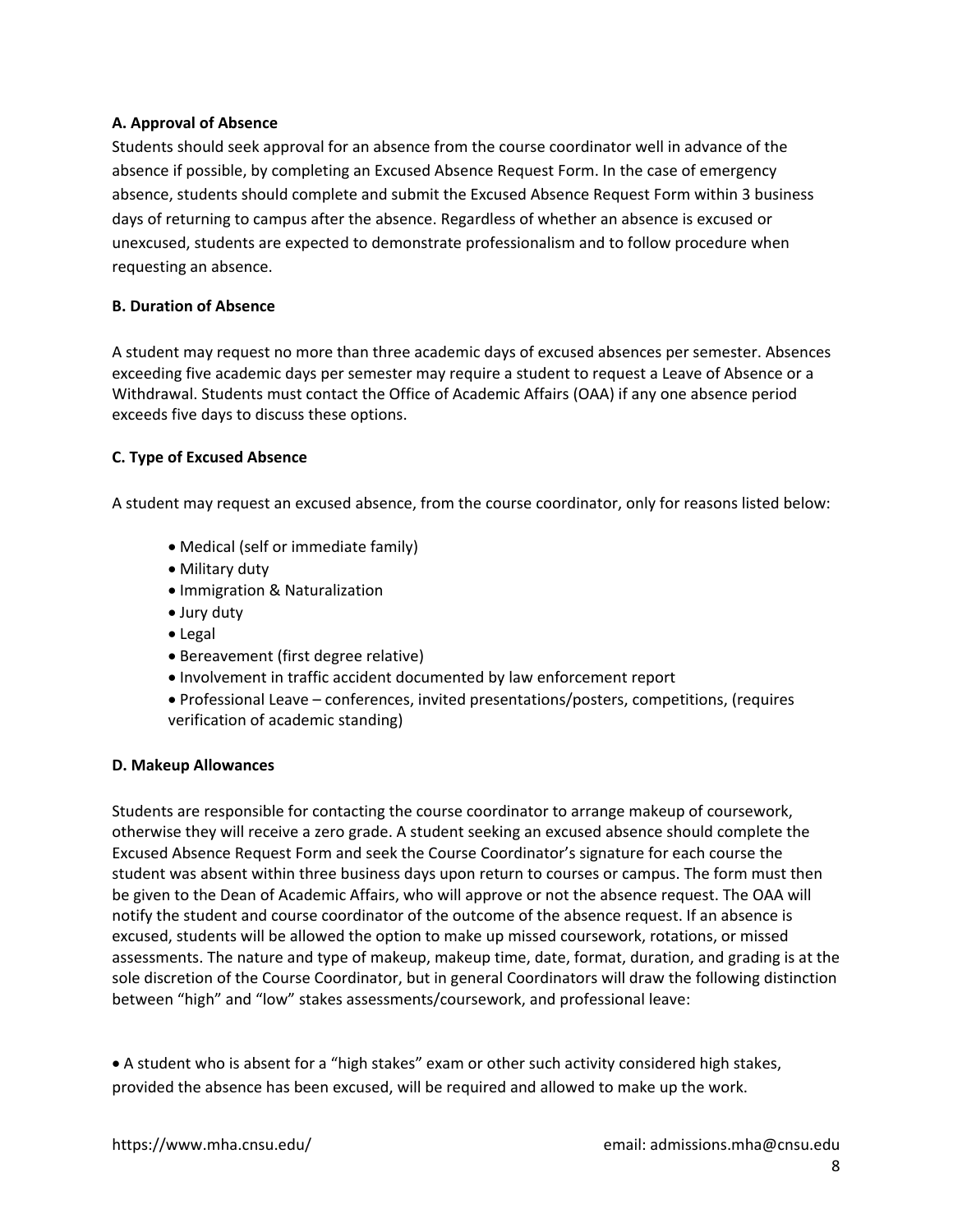**A. Approval of Absence**

Students should seek approval for an absence from the course coordinator well in advance of the absence if possible, by completing an Excused Absence Request Form. In the case of emergency absence, students should complete and submit the Excused Absence Request Form within 3 business days of returning to campus after the absence. Regardless of whether an absence is excused or unexcused, students are expected to demonstrate professionalism and to follow procedure when requesting an absence.

**B. Duration of Absence**

A student may request no more than three academic days of excused absences per semester. Absences exceeding five academic days per semester may require a student to request a Leave of Absence or a Withdrawal. Students must contact the Office of Academic Affairs (OAA) if any one absence period exceeds five days to discuss these options.

**C. Type of Excused Absence**

A student may request an excused absence, from the course coordinator, only for reasons listed below:

- Medical (self or immediate family)
- Military duty
- Immigration & Naturalization
- Jury duty
- Legal
- Bereavement (first degree relative)
- Involvement in traffic accident documented by law enforcement report
- Professional Leave – conferences, invited presentations/posters, competitions, (requires verification of academic standing)

**D. Makeup Allowances**

Students are responsible for contacting the course coordinator to arrange makeup of coursework, otherwise they will receive a zero grade. A student seeking an excused absence should complete the Excused Absence Request Form and seek the Course Coordinator's signature for each course the student was absent within three business days upon return to courses or campus. The form must then be given to the Dean of Academic Affairs, who will approve or not the absence request. The OAA will notify the student and course coordinator of the outcome of the absence request. If an absence is excused, students will be allowed the option to make up missed coursework, rotations, or missed assessments. The nature and type of makeup, makeup time, date, format, duration, and grading is at the sole discretion of the Course Coordinator, but in general Coordinators will draw the following distinction between "high" and "low" stakes assessments/coursework, and professional leave:

- A student who is absent for a "high stakes" exam or other such activity considered high stakes, provided the absence has been excused, will be required and allowed to make up the work.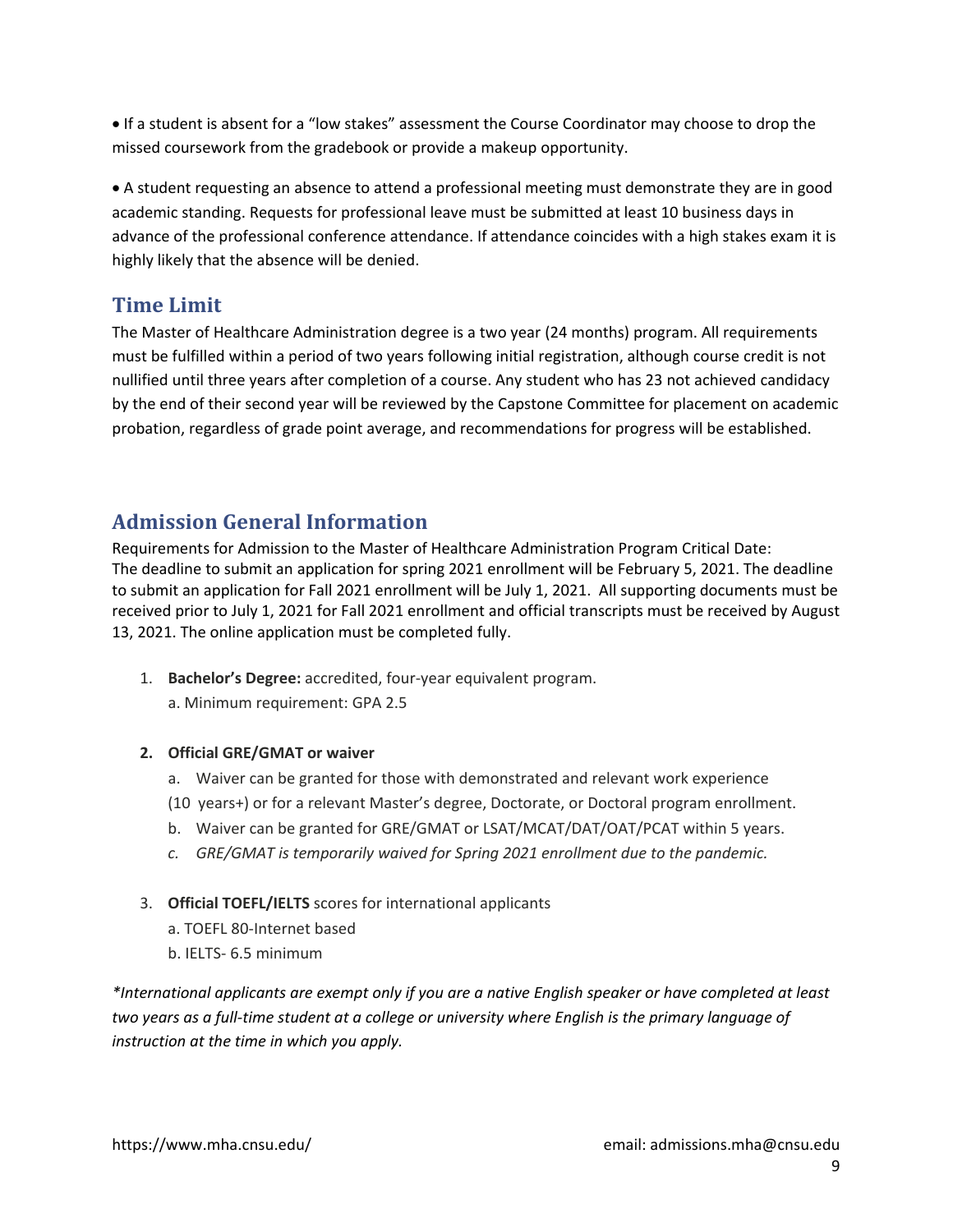- If a student is absent for a “low stakes” assessment the Course Coordinator may choose to drop the missed coursework from the gradebook or provide a makeup opportunity.

- A student requesting an absence to attend a professional meeting must demonstrate they are in good academic standing. Requests for professional leave must be submitted at least 10 business days in advance of the professional conference attendance. If attendance coincides with a high stakes exam it is highly likely that the absence will be denied.

## Time Limit

The Master of Healthcare Administration degree is a two year (24 months) program. All requirements must be fulfilled within a period of two years following initial registration, although course credit is not nullified until three years after completion of a course. Any student who has 23 not achieved candidacy by the end of their second year will be reviewed by the Capstone Committee for placement on academic probation, regardless of grade point average, and recommendations for progress will be established.

## Admission General Information

Requirements for Admission to the Master of Healthcare Administration Program Critical Date:
The deadline to submit an application for spring 2021 enrollment will be February 5, 2021. The deadline to submit an application for Fall 2021 enrollment will be July 1, 2021. All supporting documents must be received prior to July 1, 2021 for Fall 2021 enrollment and official transcripts must be received by August 13, 2021. The online application must be completed fully.

1. **Bachelor's Degree:** accredited, four-year equivalent program.
   a. Minimum requirement: GPA 2.5

2. **Official GRE/GMAT or waiver**
   a. Waiver can be granted for those with demonstrated and relevant work experience (10 years+) or for a relevant Master's degree, Doctorate, or Doctoral program enrollment.
   b. Waiver can be granted for GRE/GMAT or LSAT/MCAT/DAT/OAT/PCAT within 5 years.
   *c. GRE/GMAT is temporarily waived for Spring 2021 enrollment due to the pandemic.*

3. **Official TOEFL/IELTS** scores for international applicants
   a. TOEFL 80-Internet based
   b. IELTS- 6.5 minimum

*\*International applicants are exempt only if you are a native English speaker or have completed at least two years as a full-time student at a college or university where English is the primary language of instruction at the time in which you apply.*

https://www.mha.cnsu.edu/ email: admissions.mha@cnsu.edu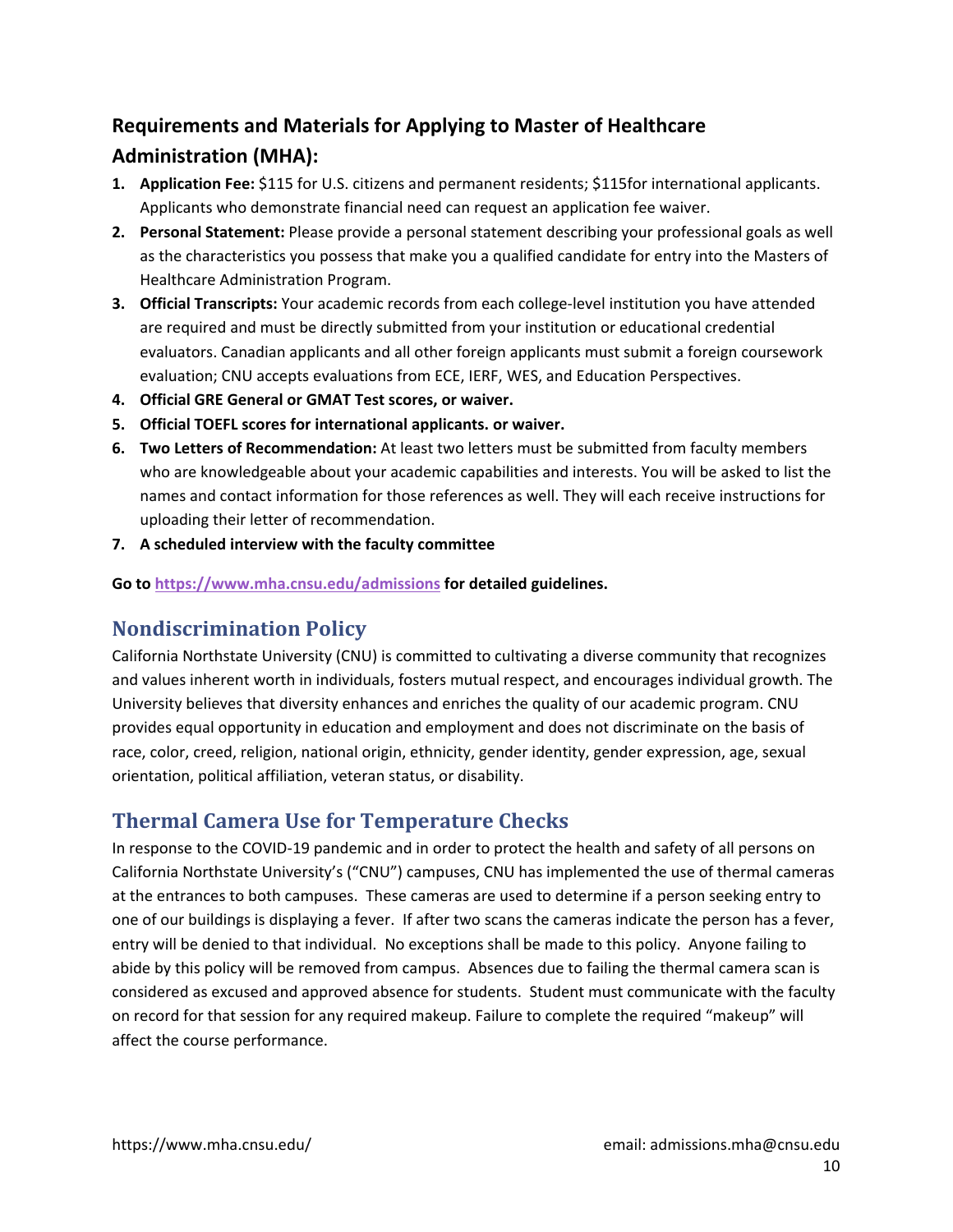## Requirements and Materials for Applying to Master of Healthcare Administration (MHA):

1. **Application Fee:** $115 for U.S. citizens and permanent residents; $115for international applicants. Applicants who demonstrate financial need can request an application fee waiver.
2. **Personal Statement:** Please provide a personal statement describing your professional goals as well as the characteristics you possess that make you a qualified candidate for entry into the Masters of Healthcare Administration Program.
3. **Official Transcripts:** Your academic records from each college-level institution you have attended are required and must be directly submitted from your institution or educational credential evaluators. Canadian applicants and all other foreign applicants must submit a foreign coursework evaluation; CNU accepts evaluations from ECE, IERF, WES, and Education Perspectives.
4. **Official GRE General or GMAT Test scores, or waiver.**
5. **Official TOEFL scores for international applicants. or waiver.**
6. **Two Letters of Recommendation:** At least two letters must be submitted from faculty members who are knowledgeable about your academic capabilities and interests. You will be asked to list the names and contact information for those references as well. They will each receive instructions for uploading their letter of recommendation.
7. **A scheduled interview with the faculty committee**

**Go to [https://www.mha.cnsu.edu/admissions](https://www.mha.cnsu.edu/admissions) for detailed guidelines.**

## Nondiscrimination Policy

California Northstate University (CNU) is committed to cultivating a diverse community that recognizes and values inherent worth in individuals, fosters mutual respect, and encourages individual growth. The University believes that diversity enhances and enriches the quality of our academic program. CNU provides equal opportunity in education and employment and does not discriminate on the basis of race, color, creed, religion, national origin, ethnicity, gender identity, gender expression, age, sexual orientation, political affiliation, veteran status, or disability.

## Thermal Camera Use for Temperature Checks

In response to the COVID-19 pandemic and in order to protect the health and safety of all persons on California Northstate University's ("CNU") campuses, CNU has implemented the use of thermal cameras at the entrances to both campuses. These cameras are used to determine if a person seeking entry to one of our buildings is displaying a fever. If after two scans the cameras indicate the person has a fever, entry will be denied to that individual. No exceptions shall be made to this policy. Anyone failing to abide by this policy will be removed from campus. Absences due to failing the thermal camera scan is considered as excused and approved absence for students. Student must communicate with the faculty on record for that session for any required makeup. Failure to complete the required "makeup" will affect the course performance.